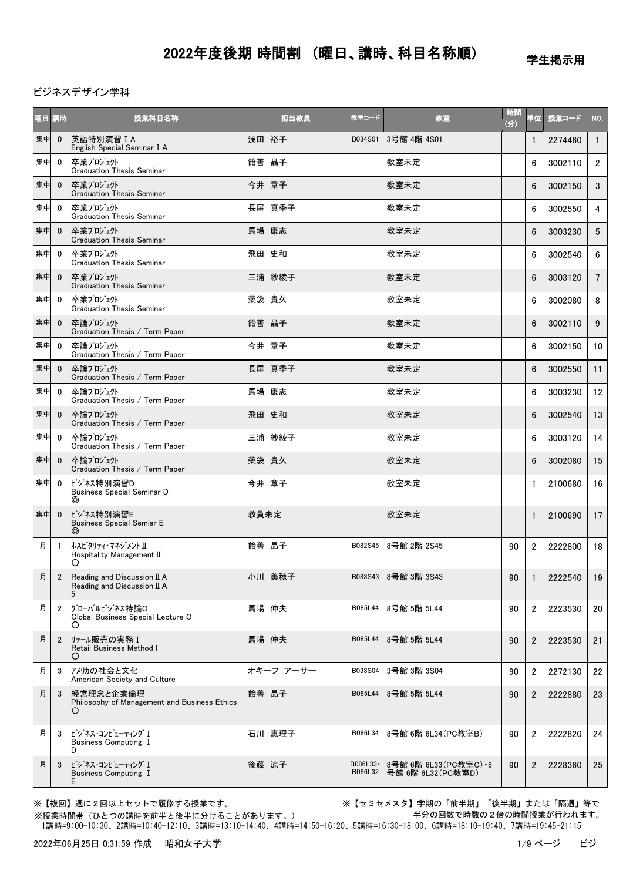# 2022年度後期 時間割 （曜日、講時、科目名称順）

学生掲示用

ビジネスデザイン学科

| 曜日 | 講時 | 授業科目名称 | 担当教員 | 教室コード | 教室 | 時間(分) | 単位 | 授業コード | NO. |
|---|---|---|---|---|---|---|---|---|---|
| 集中 | 0 | 英語特別演習ⅠA<br>English Special Seminar ⅠA | 浅田 裕子 | B034S01 | 3号館 4階 4S01 | | 1 | 2274460 | 1 |
| 集中 | 0 | 卒業ﾌﾟﾛｼﾞｪｸﾄ<br>Graduation Thesis Seminar | 飴善 晶子 | | 教室未定 | | 6 | 3002110 | 2 |
| 集中 | 0 | 卒業ﾌﾟﾛｼﾞｪｸﾄ<br>Graduation Thesis Seminar | 今井 章子 | | 教室未定 | | 6 | 3002150 | 3 |
| 集中 | 0 | 卒業ﾌﾟﾛｼﾞｪｸﾄ<br>Graduation Thesis Seminar | 長屋 真季子 | | 教室未定 | | 6 | 3002550 | 4 |
| 集中 | 0 | 卒業ﾌﾟﾛｼﾞｪｸﾄ<br>Graduation Thesis Seminar | 馬場 康志 | | 教室未定 | | 6 | 3003230 | 5 |
| 集中 | 0 | 卒業ﾌﾟﾛｼﾞｪｸﾄ<br>Graduation Thesis Seminar | 飛田 史和 | | 教室未定 | | 6 | 3002540 | 6 |
| 集中 | 0 | 卒業ﾌﾟﾛｼﾞｪｸﾄ<br>Graduation Thesis Seminar | 三浦 紗綾子 | | 教室未定 | | 6 | 3003120 | 7 |
| 集中 | 0 | 卒業ﾌﾟﾛｼﾞｪｸﾄ<br>Graduation Thesis Seminar | 薬袋 貴久 | | 教室未定 | | 6 | 3002080 | 8 |
| 集中 | 0 | 卒論ﾌﾟﾛｼﾞｪｸﾄ<br>Graduation Thesis / Term Paper | 飴善 晶子 | | 教室未定 | | 6 | 3002110 | 9 |
| 集中 | 0 | 卒論ﾌﾟﾛｼﾞｪｸﾄ<br>Graduation Thesis / Term Paper | 今井 章子 | | 教室未定 | | 6 | 3002150 | 10 |
| 集中 | 0 | 卒論ﾌﾟﾛｼﾞｪｸﾄ<br>Graduation Thesis / Term Paper | 長屋 真季子 | | 教室未定 | | 6 | 3002550 | 11 |
| 集中 | 0 | 卒論ﾌﾟﾛｼﾞｪｸﾄ<br>Graduation Thesis / Term Paper | 馬場 康志 | | 教室未定 | | 6 | 3003230 | 12 |
| 集中 | 0 | 卒論ﾌﾟﾛｼﾞｪｸﾄ<br>Graduation Thesis / Term Paper | 飛田 史和 | | 教室未定 | | 6 | 3002540 | 13 |
| 集中 | 0 | 卒論ﾌﾟﾛｼﾞｪｸﾄ<br>Graduation Thesis / Term Paper | 三浦 紗綾子 | | 教室未定 | | 6 | 3003120 | 14 |
| 集中 | 0 | 卒論ﾌﾟﾛｼﾞｪｸﾄ<br>Graduation Thesis / Term Paper | 薬袋 貴久 | | 教室未定 | | 6 | 3002080 | 15 |
| 集中 | 0 | ﾋﾞｼﾞﾈｽ特別演習D<br>Business Special Seminar D<br>◎ | 今井 章子 | | 教室未定 | | 1 | 2100680 | 16 |
| 集中 | 0 | ﾋﾞｼﾞﾈｽ特別演習E<br>Business Special Semiar E<br>◎ | 教員未定 | | 教室未定 | | 1 | 2100690 | 17 |
| 月 | 1 | ﾎｽﾋﾟﾀﾘﾃｨ･ﾏﾈｼﾞﾒﾝﾄⅡ<br>Hospitality ManagementⅡ<br>○ | 飴善 晶子 | B082S45 | 8号館 2階 2S45 | 90 | 2 | 2222800 | 18 |
| 月 | 2 | Reading and DiscussionⅡA<br>Reading and DiscussionⅡA<br>5 | 小川 美穂子 | B083S43 | 8号館 3階 3S43 | 90 | 1 | 2222540 | 19 |
| 月 | 2 | ｸﾞﾛｰﾊﾞﾙﾋﾞｼﾞﾈｽ特論O<br>Global Business Special Lecture O<br>○ | 馬場 伸夫 | B085L44 | 8号館 5階 5L44 | 90 | 2 | 2223530 | 20 |
| 月 | 2 | ﾘﾃｰﾙ販売の実務Ⅰ<br>Retail Business MethodⅠ<br>○ | 馬場 伸夫 | B085L44 | 8号館 5階 5L44 | 90 | 2 | 2223530 | 21 |
| 月 | 3 | ｱﾒﾘｶの社会と文化<br>American Society and Culture | オキーフ アーサー | B033S04 | 3号館 3階 3S04 | 90 | 2 | 2272130 | 22 |
| 月 | 3 | 経営理念と企業倫理<br>Philosophy of Management and Business Ethics<br>○ | 飴善 晶子 | B085L44 | 8号館 5階 5L44 | 90 | 2 | 2222880 | 23 |
| 月 | 3 | ﾋﾞｼﾞﾈｽ･ｺﾝﾋﾟｭｰﾃｨﾝｸﾞⅠ<br>Business ComputingⅠ<br>D | 石川 恵理子 | B086L34 | 8号館 6階 6L34(PC教室B) | 90 | 2 | 2222820 | 24 |
| 月 | 3 | ﾋﾞｼﾞﾈｽ･ｺﾝﾋﾟｭｰﾃｨﾝｸﾞⅠ<br>Business ComputingⅠ<br>E | 後藤 涼子 | B086L33・B086L32 | 8号館 6階 6L33(PC教室C)・8号館 6階 6L32(PC教室D) | 90 | 2 | 2228360 | 25 |

※【複回】週に２回以上セットで履修する授業です。

※【セミセメスタ】学期の「前半期」「後半期」または「隔週」等で半分の回数で時数の２倍の時間授業が行われます。

※授業時間帯（ひとつの講時を前半と後半に分けることがあります。）

1講時=9:00-10:30、2講時=10:40-12:10、3講時=13:10-14:40、4講時=14:50-16:20、5講時=16:30-18:00、6講時=18:10-19:40、7講時=19:45-21:15

2022年06月25日 0:31:59 作成　昭和女子大学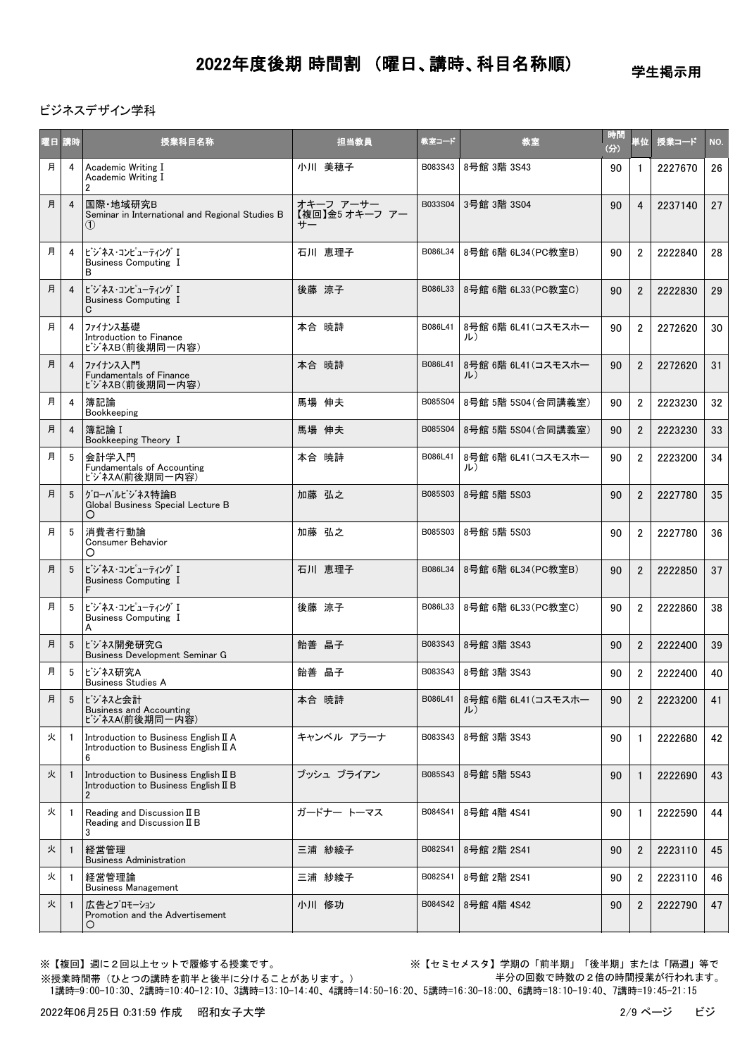# 2022年度後期 時間割 （曜日、講時、科目名称順）

学生掲示用

ビジネスデザイン学科

| 曜日 | 講時 | 授業科目名称 | 担当教員 | 教室コード | 教室 | 時間(分) | 単位 | 授業コード | NO. |
|---|---|---|---|---|---|---|---|---|---|
| 月 | 4 | Academic Writing Ⅰ<br>Academic Writing Ⅰ<br>2 | 小川 美穂子 | B083S43 | 8号館 3階 3S43 | 90 | 1 | 2227670 | 26 |
| 月 | 4 | 国際・地域研究B<br>Seminar in International and Regional Studies B<br>① | オキーフ アーサー<br>【複回】金5 オキーフ アーサー | B033S04 | 3号館 3階 3S04 | 90 | 4 | 2237140 | 27 |
| 月 | 4 | ビジネス・コンピューティング Ⅰ<br>Business Computing Ⅰ<br>B | 石川 恵理子 | B086L34 | 8号館 6階 6L34(PC教室B) | 90 | 2 | 2222840 | 28 |
| 月 | 4 | ビジネス・コンピューティング Ⅰ<br>Business Computing Ⅰ<br>C | 後藤 涼子 | B086L33 | 8号館 6階 6L33(PC教室C) | 90 | 2 | 2222830 | 29 |
| 月 | 4 | ファイナンス基礎<br>Introduction to Finance<br>ビジネスB(前後期同一内容) | 本合 暁詩 | B086L41 | 8号館 6階 6L41(コスモスホール) | 90 | 2 | 2272620 | 30 |
| 月 | 4 | ファイナンス入門<br>Fundamentals of Finance<br>ビジネスB(前後期同一内容) | 本合 暁詩 | B086L41 | 8号館 6階 6L41(コスモスホール) | 90 | 2 | 2272620 | 31 |
| 月 | 4 | 簿記論<br>Bookkeeping | 馬場 伸夫 | B085S04 | 8号館 5階 5S04(合同講義室) | 90 | 2 | 2223230 | 32 |
| 月 | 4 | 簿記論 Ⅰ<br>Bookkeeping Theory Ⅰ | 馬場 伸夫 | B085S04 | 8号館 5階 5S04(合同講義室) | 90 | 2 | 2223230 | 33 |
| 月 | 5 | 会計学入門<br>Fundamentals of Accounting<br>ビジネスA(前後期同一内容) | 本合 暁詩 | B086L41 | 8号館 6階 6L41(コスモスホール) | 90 | 2 | 2223200 | 34 |
| 月 | 5 | グローバルビジネス特論B<br>Global Business Special Lecture B<br>〇 | 加藤 弘之 | B085S03 | 8号館 5階 5S03 | 90 | 2 | 2227780 | 35 |
| 月 | 5 | 消費者行動論<br>Consumer Behavior<br>〇 | 加藤 弘之 | B085S03 | 8号館 5階 5S03 | 90 | 2 | 2227780 | 36 |
| 月 | 5 | ビジネス・コンピューティング Ⅰ<br>Business Computing Ⅰ<br>F | 石川 恵理子 | B086L34 | 8号館 6階 6L34(PC教室B) | 90 | 2 | 2222850 | 37 |
| 月 | 5 | ビジネス・コンピューティング Ⅰ<br>Business Computing Ⅰ<br>A | 後藤 涼子 | B086L33 | 8号館 6階 6L33(PC教室C) | 90 | 2 | 2222860 | 38 |
| 月 | 5 | ビジネス開発研究G<br>Business Development Seminar G | 飴善 晶子 | B083S43 | 8号館 3階 3S43 | 90 | 2 | 2222400 | 39 |
| 月 | 5 | ビジネス研究A<br>Business Studies A | 飴善 晶子 | B083S43 | 8号館 3階 3S43 | 90 | 2 | 2222400 | 40 |
| 月 | 5 | ビジネスと会計<br>Business and Accounting<br>ビジネスA(前後期同一内容) | 本合 暁詩 | B086L41 | 8号館 6階 6L41(コスモスホール) | 90 | 2 | 2223200 | 41 |
| 火 | 1 | Introduction to Business English Ⅱ A<br>Introduction to Business English Ⅱ A<br>6 | キャンベル アラーナ | B083S43 | 8号館 3階 3S43 | 90 | 1 | 2222680 | 42 |
| 火 | 1 | Introduction to Business English Ⅱ B<br>Introduction to Business English Ⅱ B<br>2 | ブッシュ ブライアン | B085S43 | 8号館 5階 5S43 | 90 | 1 | 2222690 | 43 |
| 火 | 1 | Reading and Discussion Ⅱ B<br>Reading and Discussion Ⅱ B<br>3 | ガードナー トーマス | B084S41 | 8号館 4階 4S41 | 90 | 1 | 2222590 | 44 |
| 火 | 1 | 経営管理<br>Business Administration | 三浦 紗綾子 | B082S41 | 8号館 2階 2S41 | 90 | 2 | 2223110 | 45 |
| 火 | 1 | 経営管理論<br>Business Management | 三浦 紗綾子 | B082S41 | 8号館 2階 2S41 | 90 | 2 | 2223110 | 46 |
| 火 | 1 | 広告とプロモーション<br>Promotion and the Advertisement<br>〇 | 小川 修功 | B084S42 | 8号館 4階 4S42 | 90 | 2 | 2222790 | 47 |

※【複回】週に２回以上セットで履修する授業です。

※【セミセメスタ】学期の「前半期」「後半期」または「隔週」等で半分の回数で時数の２倍の時間授業が行われます。

※授業時間帯（ひとつの講時を前半と後半に分けることがあります。）
1講時=9:00-10:30、2講時=10:40-12:10、3講時=13:10-14:40、4講時=14:50-16:20、5講時=16:30-18:00、6講時=18:10-19:40、7講時=19:45-21:15

2022年06月25日 0:31:59 作成　昭和女子大学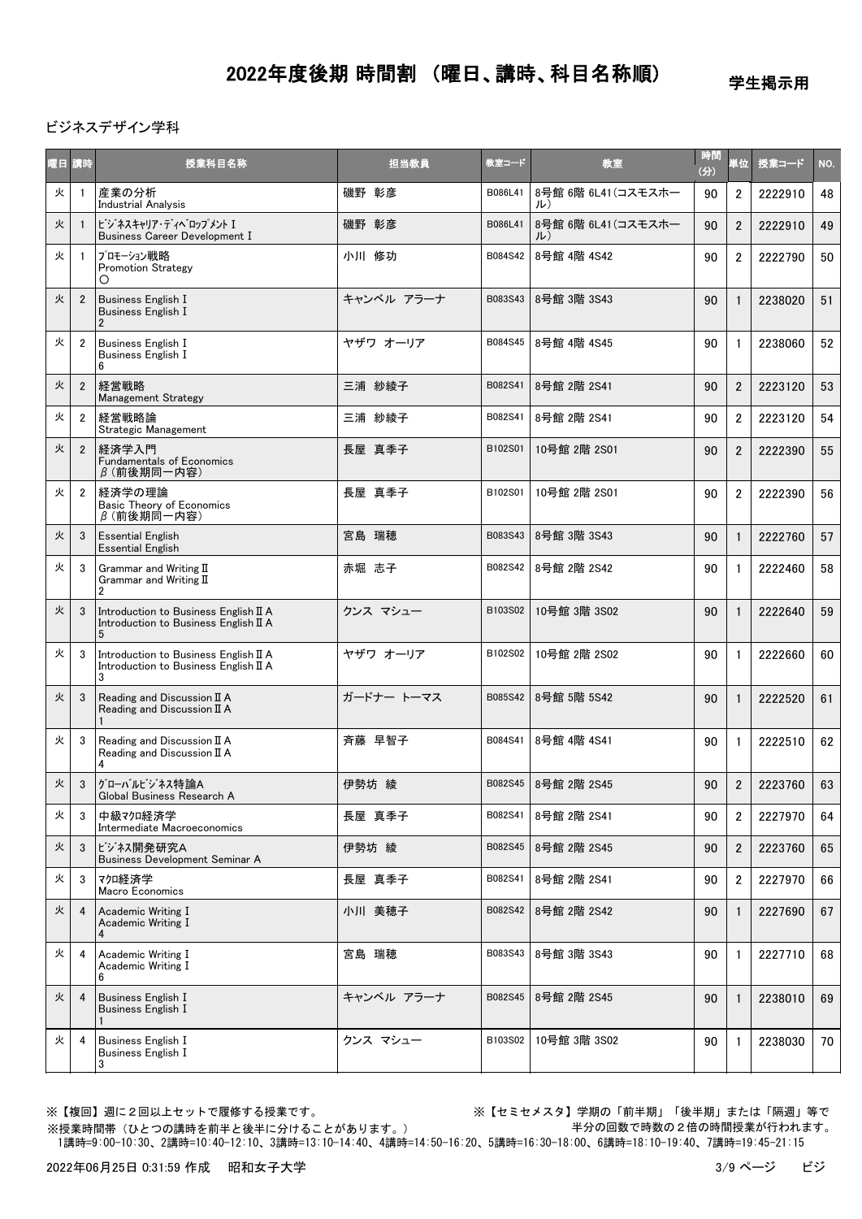# 2022年度後期 時間割 （曜日、講時、科目名称順）

学生掲示用

ビジネスデザイン学科

| 曜日 | 講時 | 授業科目名称 | 担当教員 | 教室コード | 教室 | 時間(分) | 単位 | 授業コード | NO. |
|---|---|---|---|---|---|---|---|---|---|
| 火 | 1 | 産業の分析<br>Industrial Analysis | 磯野 彰彦 | B086L41 | 8号館 6階 6L41(コスモスホール) | 90 | 2 | 2222910 | 48 |
| 火 | 1 | ﾋﾞｼﾞﾈｽｷｬﾘｱ･ﾃﾞｨﾍﾞﾛｯﾌﾟﾒﾝﾄ I<br>Business Career Development I | 磯野 彰彦 | B086L41 | 8号館 6階 6L41(コスモスホール) | 90 | 2 | 2222910 | 49 |
| 火 | 1 | ﾌﾟﾛﾓｰｼｮﾝ戦略<br>Promotion Strategy<br>○ | 小川 修功 | B084S42 | 8号館 4階 4S42 | 90 | 2 | 2222790 | 50 |
| 火 | 2 | Business English I<br>Business English I<br>2 | キャンベル アラーナ | B083S43 | 8号館 3階 3S43 | 90 | 1 | 2238020 | 51 |
| 火 | 2 | Business English I<br>Business English I<br>6 | ヤザワ オーリア | B084S45 | 8号館 4階 4S45 | 90 | 1 | 2238060 | 52 |
| 火 | 2 | 経営戦略<br>Management Strategy | 三浦 紗綾子 | B082S41 | 8号館 2階 2S41 | 90 | 2 | 2223120 | 53 |
| 火 | 2 | 経営戦略論<br>Strategic Management | 三浦 紗綾子 | B082S41 | 8号館 2階 2S41 | 90 | 2 | 2223120 | 54 |
| 火 | 2 | 経済学入門<br>Fundamentals of Economics<br>β（前後期同一内容） | 長屋 真季子 | B102S01 | 10号館 2階 2S01 | 90 | 2 | 2222390 | 55 |
| 火 | 2 | 経済学の理論<br>Basic Theory of Economics<br>β（前後期同一内容） | 長屋 真季子 | B102S01 | 10号館 2階 2S01 | 90 | 2 | 2222390 | 56 |
| 火 | 3 | Essential English<br>Essential English | 宮島 瑞穂 | B083S43 | 8号館 3階 3S43 | 90 | 1 | 2222760 | 57 |
| 火 | 3 | Grammar and Writing II<br>Grammar and Writing II<br>2 | 赤堀 志子 | B082S42 | 8号館 2階 2S42 | 90 | 1 | 2222460 | 58 |
| 火 | 3 | Introduction to Business English II A<br>Introduction to Business English II A<br>5 | クンス マシュー | B103S02 | 10号館 3階 3S02 | 90 | 1 | 2222640 | 59 |
| 火 | 3 | Introduction to Business English II A<br>Introduction to Business English II A<br>3 | ヤザワ オーリア | B102S02 | 10号館 2階 2S02 | 90 | 1 | 2222660 | 60 |
| 火 | 3 | Reading and Discussion II A<br>Reading and Discussion II A<br>1 | ガードナー トーマス | B085S42 | 8号館 5階 5S42 | 90 | 1 | 2222520 | 61 |
| 火 | 3 | Reading and Discussion II A<br>Reading and Discussion II A<br>4 | 斉藤 早智子 | B084S41 | 8号館 4階 4S41 | 90 | 1 | 2222510 | 62 |
| 火 | 3 | ｸﾞﾛｰﾊﾞﾙﾋﾞｼﾞﾈｽ特論A<br>Global Business Research A | 伊勢坊 綾 | B082S45 | 8号館 2階 2S45 | 90 | 2 | 2223760 | 63 |
| 火 | 3 | 中級ﾏｸﾛ経済学<br>Intermediate Macroeconomics | 長屋 真季子 | B082S41 | 8号館 2階 2S41 | 90 | 2 | 2227970 | 64 |
| 火 | 3 | ﾋﾞｼﾞﾈｽ開発研究A<br>Business Development Seminar A | 伊勢坊 綾 | B082S45 | 8号館 2階 2S45 | 90 | 2 | 2223760 | 65 |
| 火 | 3 | ﾏｸﾛ経済学<br>Macro Economics | 長屋 真季子 | B082S41 | 8号館 2階 2S41 | 90 | 2 | 2227970 | 66 |
| 火 | 4 | Academic Writing I<br>Academic Writing I<br>4 | 小川 美穂子 | B082S42 | 8号館 2階 2S42 | 90 | 1 | 2227690 | 67 |
| 火 | 4 | Academic Writing I<br>Academic Writing I<br>6 | 宮島 瑞穂 | B083S43 | 8号館 3階 3S43 | 90 | 1 | 2227710 | 68 |
| 火 | 4 | Business English I<br>Business English I<br>1 | キャンベル アラーナ | B082S45 | 8号館 2階 2S45 | 90 | 1 | 2238010 | 69 |
| 火 | 4 | Business English I<br>Business English I<br>3 | クンス マシュー | B103S02 | 10号館 3階 3S02 | 90 | 1 | 2238030 | 70 |

※【複回】週に２回以上セットで履修する授業です。

※【セミセメスタ】学期の「前半期」「後半期」または「隔週」等で半分の回数で時数の２倍の時間授業が行われます。

※授業時間帯（ひとつの講時を前半と後半に分けることがあります。）
1講時=9:00-10:30、2講時=10:40-12:10、3講時=13:10-14:40、4講時=14:50-16:20、5講時=16:30-18:00、6講時=18:10-19:40、7講時=19:45-21:15

2022年06月25日 0:31:59 作成　昭和女子大学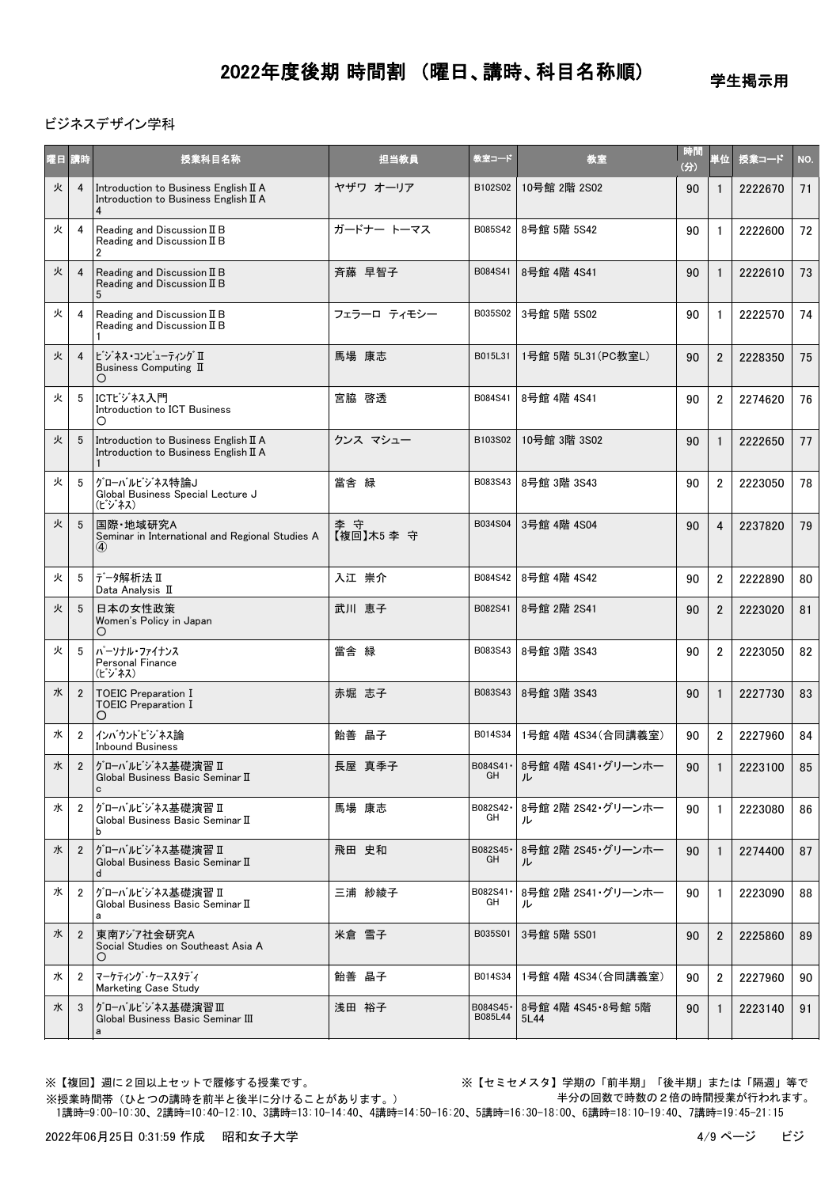# 2022年度後期 時間割 （曜日、講時、科目名称順）

学生掲示用

ビジネスデザイン学科

| 曜日 | 講時 | 授業科目名称 | 担当教員 | 教室コード | 教室 | 時間(分) | 単位 | 授業コード | NO. |
|---|---|---|---|---|---|---|---|---|---|
| 火 | 4 | Introduction to Business English Ⅱ A<br>Introduction to Business English Ⅱ A<br>4 | ヤザワ オーリア | B102S02 | 10号館 2階 2S02 | 90 | 1 | 2222670 | 71 |
| 火 | 4 | Reading and Discussion Ⅱ B<br>Reading and Discussion Ⅱ B<br>2 | ガードナー トーマス | B085S42 | 8号館 5階 5S42 | 90 | 1 | 2222600 | 72 |
| 火 | 4 | Reading and Discussion Ⅱ B<br>Reading and Discussion Ⅱ B<br>5 | 斉藤 早智子 | B084S41 | 8号館 4階 4S41 | 90 | 1 | 2222610 | 73 |
| 火 | 4 | Reading and Discussion Ⅱ B<br>Reading and Discussion Ⅱ B<br>1 | フェラーロ ティモシー | B035S02 | 3号館 5階 5S02 | 90 | 1 | 2222570 | 74 |
| 火 | 4 | ﾋﾞｼﾞﾈｽ･ｺﾝﾋﾟｭｰﾃｨﾝｸﾞ Ⅱ<br>Business Computing Ⅱ<br>○ | 馬場 康志 | B015L31 | 1号館 5階 5L31(PC教室L) | 90 | 2 | 2228350 | 75 |
| 火 | 5 | ICTﾋﾞｼﾞﾈｽ入門<br>Introduction to ICT Business<br>○ | 宮脇 啓透 | B084S41 | 8号館 4階 4S41 | 90 | 2 | 2274620 | 76 |
| 火 | 5 | Introduction to Business English Ⅱ A<br>Introduction to Business English Ⅱ A<br>1 | クンス マシュー | B103S02 | 10号館 3階 3S02 | 90 | 1 | 2222650 | 77 |
| 火 | 5 | ｸﾞﾛｰﾊﾞﾙﾋﾞｼﾞﾈｽ特論J<br>Global Business Special Lecture J<br>(ﾋﾞｼﾞﾈｽ) | 當舎 緑 | B083S43 | 8号館 3階 3S43 | 90 | 2 | 2223050 | 78 |
| 火 | 5 | 国際・地域研究A<br>Seminar in International and Regional Studies A<br>④ | 李 守<br>【複回】木5 李 守 | B034S04 | 3号館 4階 4S04 | 90 | 4 | 2237820 | 79 |
| 火 | 5 | ﾃﾞｰﾀ解析法 Ⅱ<br>Data Analysis Ⅱ | 入江 崇介 | B084S42 | 8号館 4階 4S42 | 90 | 2 | 2222890 | 80 |
| 火 | 5 | 日本の女性政策<br>Women's Policy in Japan<br>○ | 武川 恵子 | B082S41 | 8号館 2階 2S41 | 90 | 2 | 2223020 | 81 |
| 火 | 5 | ﾊﾟｰｿﾅﾙ･ﾌｧｲﾅﾝｽ<br>Personal Finance<br>(ﾋﾞｼﾞﾈｽ) | 當舎 緑 | B083S43 | 8号館 3階 3S43 | 90 | 2 | 2223050 | 82 |
| 水 | 2 | TOEIC Preparation Ⅰ<br>TOEIC Preparation Ⅰ<br>○ | 赤堀 志子 | B083S43 | 8号館 3階 3S43 | 90 | 1 | 2227730 | 83 |
| 水 | 2 | ｲﾝﾊﾞｳﾝﾄﾞﾋﾞｼﾞﾈｽ論<br>Inbound Business | 飴善 晶子 | B014S34 | 1号館 4階 4S34(合同講義室) | 90 | 2 | 2227960 | 84 |
| 水 | 2 | ｸﾞﾛｰﾊﾞﾙﾋﾞｼﾞﾈｽ基礎演習 Ⅱ<br>Global Business Basic Seminar Ⅱ<br>c | 長屋 真季子 | B084S41・GH | 8号館 4階 4S41・グリーンホール | 90 | 1 | 2223100 | 85 |
| 水 | 2 | ｸﾞﾛｰﾊﾞﾙﾋﾞｼﾞﾈｽ基礎演習 Ⅱ<br>Global Business Basic Seminar Ⅱ<br>b | 馬場 康志 | B082S42・GH | 8号館 2階 2S42・グリーンホール | 90 | 1 | 2223080 | 86 |
| 水 | 2 | ｸﾞﾛｰﾊﾞﾙﾋﾞｼﾞﾈｽ基礎演習 Ⅱ<br>Global Business Basic Seminar Ⅱ<br>d | 飛田 史和 | B082S45・GH | 8号館 2階 2S45・グリーンホール | 90 | 1 | 2274400 | 87 |
| 水 | 2 | ｸﾞﾛｰﾊﾞﾙﾋﾞｼﾞﾈｽ基礎演習 Ⅱ<br>Global Business Basic Seminar Ⅱ<br>a | 三浦 紗綾子 | B082S41・GH | 8号館 2階 2S41・グリーンホール | 90 | 1 | 2223090 | 88 |
| 水 | 2 | 東南ｱｼﾞｱ社会研究A<br>Social Studies on Southeast Asia A<br>○ | 米倉 雪子 | B035S01 | 3号館 5階 5S01 | 90 | 2 | 2225860 | 89 |
| 水 | 2 | ﾏｰｹﾃｨﾝｸﾞ･ｹｰｽｽﾀﾃﾞｨ<br>Marketing Case Study | 飴善 晶子 | B014S34 | 1号館 4階 4S34(合同講義室) | 90 | 2 | 2227960 | 90 |
| 水 | 3 | ｸﾞﾛｰﾊﾞﾙﾋﾞｼﾞﾈｽ基礎演習 Ⅲ<br>Global Business Basic Seminar Ⅲ<br>a | 浅田 裕子 | B084S45・B085L44 | 8号館 4階 4S45・8号館 5階 5L44 | 90 | 1 | 2223140 | 91 |

※【複回】週に２回以上セットで履修する授業です。

※【セミセメスタ】学期の「前半期」「後半期」または「隔週」等で半分の回数で時数の２倍の時間授業が行われます。

※授業時間帯（ひとつの講時を前半と後半に分けることがあります。）

1講時=9:00-10:30、2講時=10:40-12:10、3講時=13:10-14:40、4講時=14:50-16:20、5講時=16:30-18:00、6講時=18:10-19:40、7講時=19:45-21:15

2022年06月25日 0:31:59 作成　昭和女子大学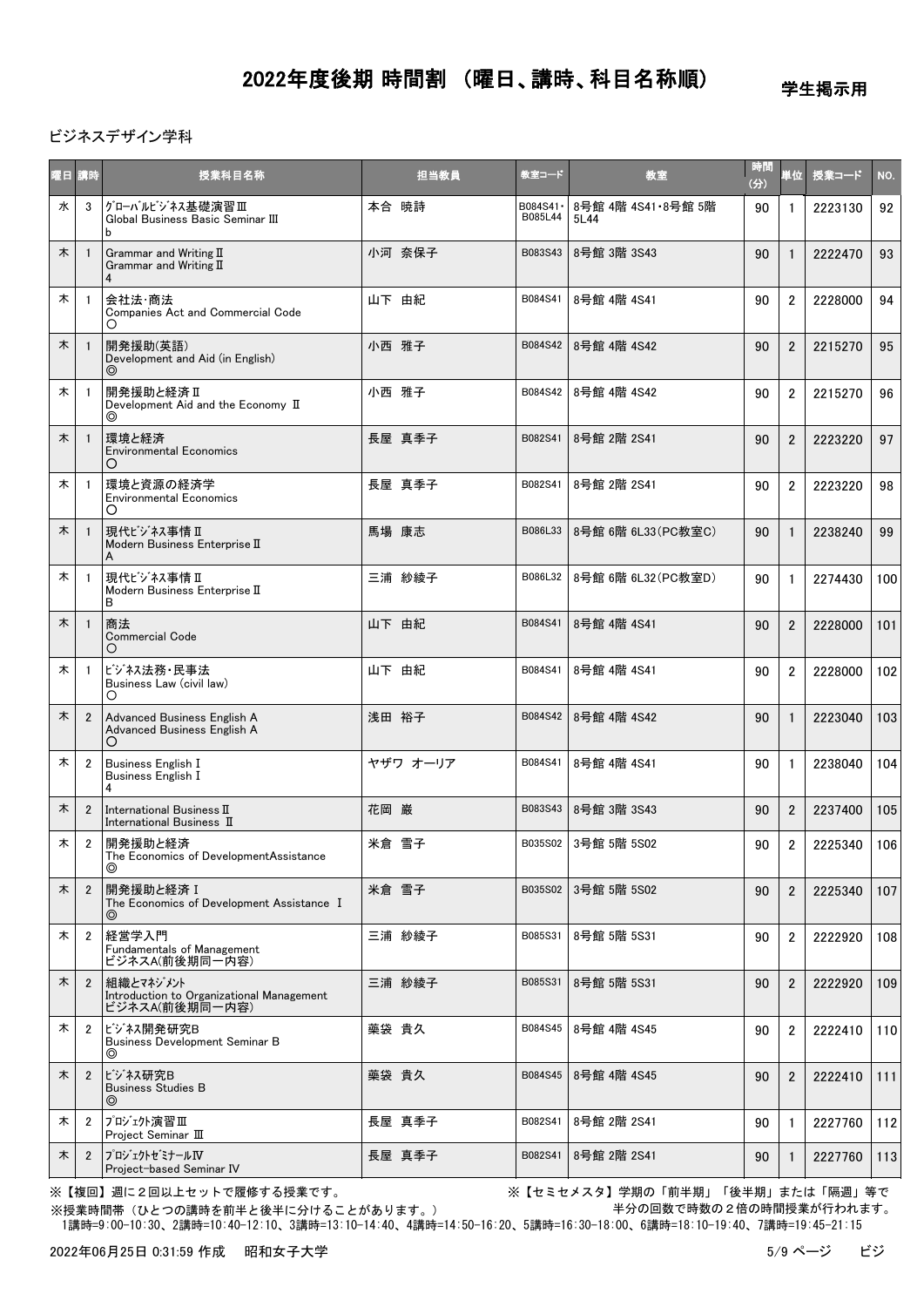# 2022年度後期 時間割 （曜日、講時、科目名称順）

学生掲示用

ビジネスデザイン学科

| 曜日 | 講時 | 授業科目名称 | 担当教員 | 教室コード | 教室 | 時間(分) | 単位 | 授業コード | NO. |
|---|---|---|---|---|---|---|---|---|---|
| 水 | 3 | ｸﾞﾛｰﾊﾞﾙﾋﾞｼﾞﾈｽ基礎演習Ⅲ<br>Global Business Basic Seminar III<br>b | 本合 暁詩 | B084S41・B085L44 | 8号館 4階 4S41・8号館 5階 5L44 | 90 | 1 | 2223130 | 92 |
| 木 | 1 | Grammar and Writing Ⅱ<br>Grammar and Writing Ⅱ<br>4 | 小河 奈保子 | B083S43 | 8号館 3階 3S43 | 90 | 1 | 2222470 | 93 |
| 木 | 1 | 会社法・商法<br>Companies Act and Commercial Code<br>○ | 山下 由紀 | B084S41 | 8号館 4階 4S41 | 90 | 2 | 2228000 | 94 |
| 木 | 1 | 開発援助(英語)<br>Development and Aid (in English)<br>◎ | 小西 雅子 | B084S42 | 8号館 4階 4S42 | 90 | 2 | 2215270 | 95 |
| 木 | 1 | 開発援助と経済Ⅱ<br>Development Aid and the Economy Ⅱ<br>◎ | 小西 雅子 | B084S42 | 8号館 4階 4S42 | 90 | 2 | 2215270 | 96 |
| 木 | 1 | 環境と経済<br>Environmental Economics<br>○ | 長屋 真季子 | B082S41 | 8号館 2階 2S41 | 90 | 2 | 2223220 | 97 |
| 木 | 1 | 環境と資源の経済学<br>Environmental Economics<br>○ | 長屋 真季子 | B082S41 | 8号館 2階 2S41 | 90 | 2 | 2223220 | 98 |
| 木 | 1 | 現代ﾋﾞｼﾞﾈｽ事情Ⅱ<br>Modern Business EnterpriseⅡ<br>A | 馬場 康志 | B086L33 | 8号館 6階 6L33(PC教室C) | 90 | 1 | 2238240 | 99 |
| 木 | 1 | 現代ﾋﾞｼﾞﾈｽ事情Ⅱ<br>Modern Business EnterpriseⅡ<br>B | 三浦 紗綾子 | B086L32 | 8号館 6階 6L32(PC教室D) | 90 | 1 | 2274430 | 100 |
| 木 | 1 | 商法<br>Commercial Code<br>○ | 山下 由紀 | B084S41 | 8号館 4階 4S41 | 90 | 2 | 2228000 | 101 |
| 木 | 1 | ﾋﾞｼﾞﾈｽ法務・民事法<br>Business Law (civil law)<br>○ | 山下 由紀 | B084S41 | 8号館 4階 4S41 | 90 | 2 | 2228000 | 102 |
| 木 | 2 | Advanced Business English A<br>Advanced Business English A<br>○ | 浅田 裕子 | B084S42 | 8号館 4階 4S42 | 90 | 1 | 2223040 | 103 |
| 木 | 2 | Business English I<br>Business English I<br>4 | ヤザワ オーリア | B084S41 | 8号館 4階 4S41 | 90 | 1 | 2238040 | 104 |
| 木 | 2 | International BusinessⅡ<br>International Business Ⅱ | 花岡 巌 | B083S43 | 8号館 3階 3S43 | 90 | 2 | 2237400 | 105 |
| 木 | 2 | 開発援助と経済<br>The Economics of DevelopmentAssistance<br>◎ | 米倉 雪子 | B035S02 | 3号館 5階 5S02 | 90 | 2 | 2225340 | 106 |
| 木 | 2 | 開発援助と経済Ⅰ<br>The Economics of Development Assistance Ⅰ<br>◎ | 米倉 雪子 | B035S02 | 3号館 5階 5S02 | 90 | 2 | 2225340 | 107 |
| 木 | 2 | 経営学入門<br>Fundamentals of Management<br>ビジネスA(前後期同一内容) | 三浦 紗綾子 | B085S31 | 8号館 5階 5S31 | 90 | 2 | 2222920 | 108 |
| 木 | 2 | 組織とﾏﾈｼﾞﾒﾝﾄ<br>Introduction to Organizational Management<br>ビジネスA(前後期同一内容) | 三浦 紗綾子 | B085S31 | 8号館 5階 5S31 | 90 | 2 | 2222920 | 109 |
| 木 | 2 | ﾋﾞｼﾞﾈｽ開発研究B<br>Business Development Seminar B<br>◎ | 薬袋 貴久 | B084S45 | 8号館 4階 4S45 | 90 | 2 | 2222410 | 110 |
| 木 | 2 | ﾋﾞｼﾞﾈｽ研究B<br>Business Studies B<br>◎ | 薬袋 貴久 | B084S45 | 8号館 4階 4S45 | 90 | 2 | 2222410 | 111 |
| 木 | 2 | ﾌﾟﾛｼﾞｪｸﾄ演習Ⅲ<br>Project Seminar Ⅲ | 長屋 真季子 | B082S41 | 8号館 2階 2S41 | 90 | 1 | 2227760 | 112 |
| 木 | 2 | ﾌﾟﾛｼﾞｪｸﾄｾﾞﾐﾅｰﾙⅣ<br>Project-based Seminar IV | 長屋 真季子 | B082S41 | 8号館 2階 2S41 | 90 | 1 | 2227760 | 113 |

※【複回】週に２回以上セットで履修する授業です。　※【セミセメスタ】学期の「前半期」「後半期」または「隔週」等で半分の回数で時数の２倍の時間授業が行われます。

※授業時間帯（ひとつの講時を前半と後半に分けることがあります。）

1講時=9:00-10:30、2講時=10:40-12:10、3講時=13:10-14:40、4講時=14:50-16:20、5講時=16:30-18:00、6講時=18:10-19:40、7講時=19:45-21:15

2022年06月25日 0:31:59 作成　昭和女子大学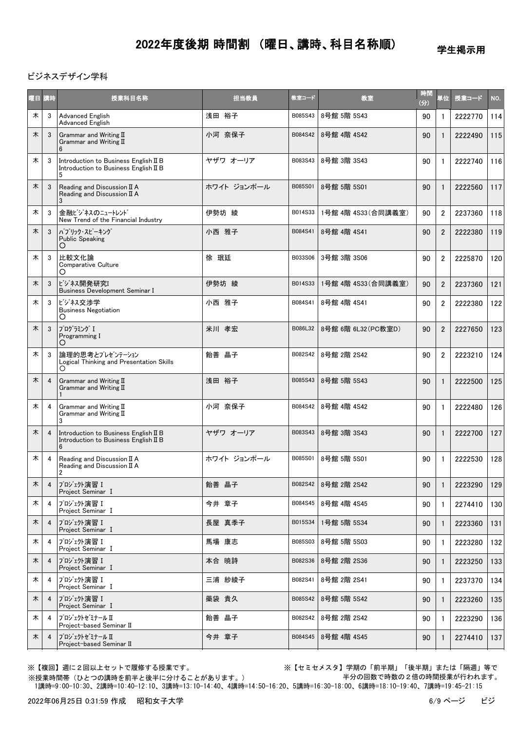# 2022年度後期 時間割 （曜日、講時、科目名称順）

学生掲示用

ビジネスデザイン学科

| 曜日 | 講時 | 授業科目名称 | 担当教員 | 教室コード | 教室 | 時間(分) | 単位 | 授業コード | NO. |
|---|---|---|---|---|---|---|---|---|---|
| 木 | 3 | Advanced English<br>Advanced English | 浅田 裕子 | B085S43 | 8号館 5階 5S43 | 90 | 1 | 2222770 | 114 |
| 木 | 3 | Grammar and Writing Ⅱ<br>Grammar and Writing Ⅱ<br>6 | 小河 奈保子 | B084S42 | 8号館 4階 4S42 | 90 | 1 | 2222490 | 115 |
| 木 | 3 | Introduction to Business English Ⅱ B<br>Introduction to Business English Ⅱ B<br>5 | ヤザワ オーリア | B083S43 | 8号館 3階 3S43 | 90 | 1 | 2222740 | 116 |
| 木 | 3 | Reading and Discussion Ⅱ A<br>Reading and Discussion Ⅱ A<br>3 | ホワイト ジョンポール | B085S01 | 8号館 5階 5S01 | 90 | 1 | 2222560 | 117 |
| 木 | 3 | 金融ﾋﾞｼﾞﾈｽのﾆｭｰﾄﾚﾝﾄﾞ<br>New Trend of the Financial Industry | 伊勢坊 綾 | B014S33 | 1号館 4階 4S33(合同講義室) | 90 | 2 | 2237360 | 118 |
| 木 | 3 | ﾊﾟﾌﾞﾘｯｸ･ｽﾋﾟｰｷﾝｸﾞ<br>Public Speaking<br>○ | 小西 雅子 | B084S41 | 8号館 4階 4S41 | 90 | 2 | 2222380 | 119 |
| 木 | 3 | 比較文化論<br>Comparative Culture<br>○ | 徐 珉廷 | B033S06 | 3号館 3階 3S06 | 90 | 2 | 2225870 | 120 |
| 木 | 3 | ﾋﾞｼﾞﾈｽ開発研究I<br>Business Development Seminar I | 伊勢坊 綾 | B014S33 | 1号館 4階 4S33(合同講義室) | 90 | 2 | 2237360 | 121 |
| 木 | 3 | ﾋﾞｼﾞﾈｽ交渉学<br>Business Negotiation<br>○ | 小西 雅子 | B084S41 | 8号館 4階 4S41 | 90 | 2 | 2222380 | 122 |
| 木 | 3 | ﾌﾟﾛｸﾞﾗﾐﾝｸﾞ I<br>Programming I<br>○ | 米川 孝宏 | B086L32 | 8号館 6階 6L32(PC教室D) | 90 | 2 | 2227650 | 123 |
| 木 | 3 | 論理的思考とﾌﾟﾚｾﾞﾝﾃｰｼｮﾝ<br>Logical Thinking and Presentation Skills<br>○ | 飴善 晶子 | B082S42 | 8号館 2階 2S42 | 90 | 2 | 2223210 | 124 |
| 木 | 4 | Grammar and Writing Ⅱ<br>Grammar and Writing Ⅱ<br>1 | 浅田 裕子 | B085S43 | 8号館 5階 5S43 | 90 | 1 | 2222500 | 125 |
| 木 | 4 | Grammar and Writing Ⅱ<br>Grammar and Writing Ⅱ<br>3 | 小河 奈保子 | B084S42 | 8号館 4階 4S42 | 90 | 1 | 2222480 | 126 |
| 木 | 4 | Introduction to Business English Ⅱ B<br>Introduction to Business English Ⅱ B<br>6 | ヤザワ オーリア | B083S43 | 8号館 3階 3S43 | 90 | 1 | 2222700 | 127 |
| 木 | 4 | Reading and Discussion Ⅱ A<br>Reading and Discussion Ⅱ A<br>2 | ホワイト ジョンポール | B085S01 | 8号館 5階 5S01 | 90 | 1 | 2222530 | 128 |
| 木 | 4 | ﾌﾟﾛｼﾞｪｸﾄ演習 I<br>Project Seminar Ⅰ | 飴善 晶子 | B082S42 | 8号館 2階 2S42 | 90 | 1 | 2223290 | 129 |
| 木 | 4 | ﾌﾟﾛｼﾞｪｸﾄ演習 I<br>Project Seminar Ⅰ | 今井 章子 | B084S45 | 8号館 4階 4S45 | 90 | 1 | 2274410 | 130 |
| 木 | 4 | ﾌﾟﾛｼﾞｪｸﾄ演習 I<br>Project Seminar Ⅰ | 長屋 真季子 | B015S34 | 1号館 5階 5S34 | 90 | 1 | 2223360 | 131 |
| 木 | 4 | ﾌﾟﾛｼﾞｪｸﾄ演習 I<br>Project Seminar Ⅰ | 馬場 康志 | B085S03 | 8号館 5階 5S03 | 90 | 1 | 2223280 | 132 |
| 木 | 4 | ﾌﾟﾛｼﾞｪｸﾄ演習 I<br>Project Seminar Ⅰ | 本合 暁詩 | B082S36 | 8号館 2階 2S36 | 90 | 1 | 2223250 | 133 |
| 木 | 4 | ﾌﾟﾛｼﾞｪｸﾄ演習 I<br>Project Seminar Ⅰ | 三浦 紗綾子 | B082S41 | 8号館 2階 2S41 | 90 | 1 | 2237370 | 134 |
| 木 | 4 | ﾌﾟﾛｼﾞｪｸﾄ演習 I<br>Project Seminar Ⅰ | 薬袋 貴久 | B085S42 | 8号館 5階 5S42 | 90 | 1 | 2223260 | 135 |
| 木 | 4 | ﾌﾟﾛｼﾞｪｸﾄｾﾞﾐﾅｰﾙ Ⅱ<br>Project-based Seminar Ⅱ | 飴善 晶子 | B082S42 | 8号館 2階 2S42 | 90 | 1 | 2223290 | 136 |
| 木 | 4 | ﾌﾟﾛｼﾞｪｸﾄｾﾞﾐﾅｰﾙ Ⅱ<br>Project-based Seminar Ⅱ | 今井 章子 | B084S45 | 8号館 4階 4S45 | 90 | 1 | 2274410 | 137 |

※【複回】週に２回以上セットで履修する授業です。
※授業時間帯（ひとつの講時を前半と後半に分けることがあります。）
1講時=9:00-10:30、2講時=10:40-12:10、3講時=13:10-14:40、4講時=14:50-16:20、5講時=16:30-18:00、6講時=18:10-19:40、7講時=19:45-21:15

※【セミセメスタ】学期の「前半期」「後半期」または「隔週」等で半分の回数で時数の２倍の時間授業が行われます。

2022年06月25日 0:31:59 作成　昭和女子大学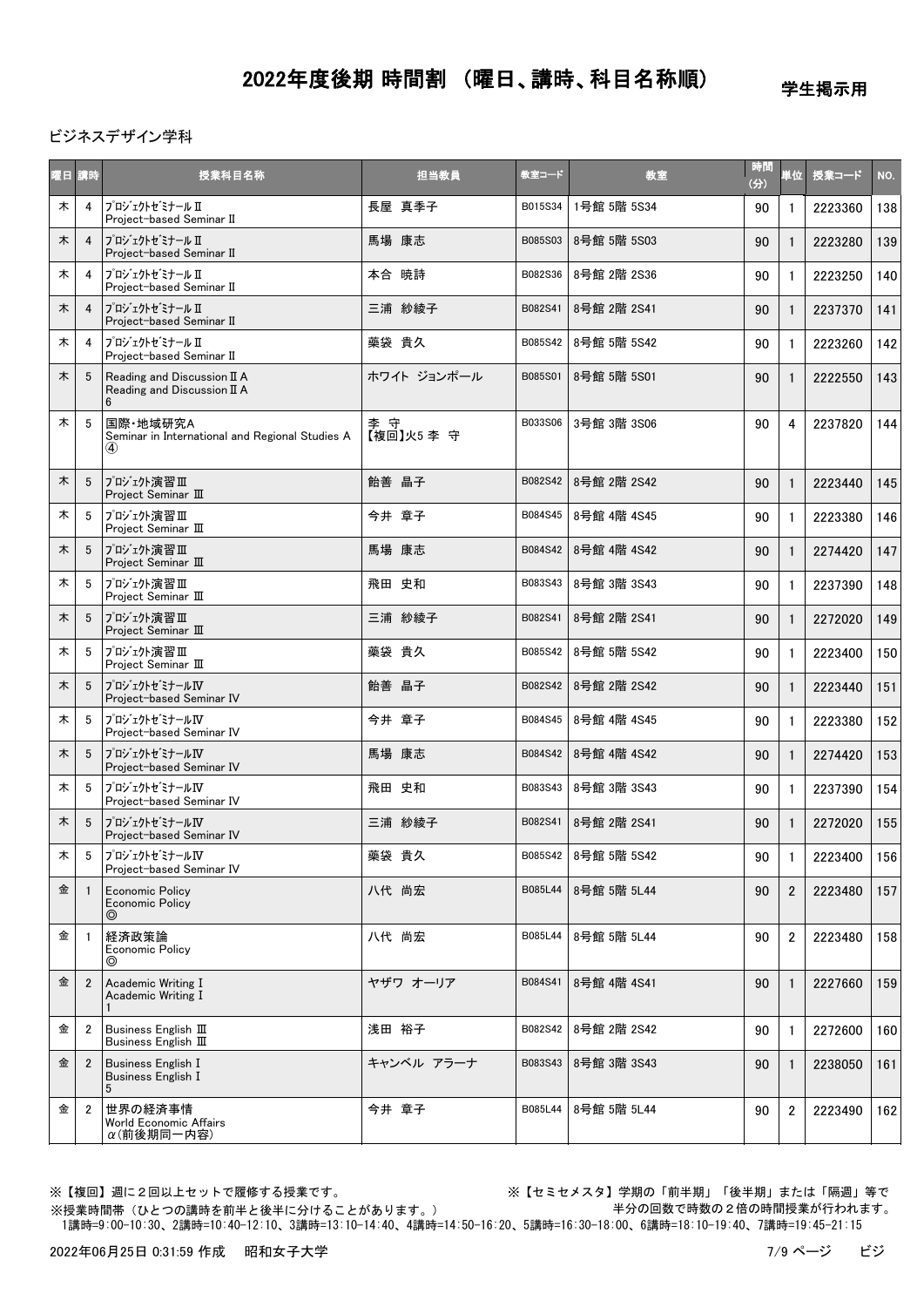# 2022年度後期 時間割 （曜日、講時、科目名称順）

学生掲示用

ビジネスデザイン学科

| 曜日 | 講時 | 授業科目名称 | 担当教員 | 教室コード | 教室 | 時間(分) | 単位 | 授業コード | NO. |
|---|---|---|---|---|---|---|---|---|---|
| 木 | 4 | ﾌﾟﾛｼﾞｪｸﾄｾﾞﾐﾅｰﾙⅡ<br>Project-based Seminar Ⅱ | 長屋 真季子 | B015S34 | 1号館 5階 5S34 | 90 | 1 | 2223360 | 138 |
| 木 | 4 | ﾌﾟﾛｼﾞｪｸﾄｾﾞﾐﾅｰﾙⅡ<br>Project-based Seminar Ⅱ | 馬場 康志 | B085S03 | 8号館 5階 5S03 | 90 | 1 | 2223280 | 139 |
| 木 | 4 | ﾌﾟﾛｼﾞｪｸﾄｾﾞﾐﾅｰﾙⅡ<br>Project-based Seminar Ⅱ | 本合 暁詩 | B082S36 | 8号館 2階 2S36 | 90 | 1 | 2223250 | 140 |
| 木 | 4 | ﾌﾟﾛｼﾞｪｸﾄｾﾞﾐﾅｰﾙⅡ<br>Project-based Seminar Ⅱ | 三浦 紗綾子 | B082S41 | 8号館 2階 2S41 | 90 | 1 | 2237370 | 141 |
| 木 | 4 | ﾌﾟﾛｼﾞｪｸﾄｾﾞﾐﾅｰﾙⅡ<br>Project-based Seminar Ⅱ | 薬袋 貴久 | B085S42 | 8号館 5階 5S42 | 90 | 1 | 2223260 | 142 |
| 木 | 5 | Reading and Discussion Ⅱ A<br>Reading and Discussion Ⅱ A<br>6 | ホワイト ジョンポール | B085S01 | 8号館 5階 5S01 | 90 | 1 | 2222550 | 143 |
| 木 | 5 | 国際・地域研究A<br>Seminar in International and Regional Studies A<br>④ | 李 守<br>【複回】火5 李 守 | B033S06 | 3号館 3階 3S06 | 90 | 4 | 2237820 | 144 |
| 木 | 5 | ﾌﾟﾛｼﾞｪｸﾄ演習Ⅲ<br>Project Seminar Ⅲ | 飴善 晶子 | B082S42 | 8号館 2階 2S42 | 90 | 1 | 2223440 | 145 |
| 木 | 5 | ﾌﾟﾛｼﾞｪｸﾄ演習Ⅲ<br>Project Seminar Ⅲ | 今井 章子 | B084S45 | 8号館 4階 4S45 | 90 | 1 | 2223380 | 146 |
| 木 | 5 | ﾌﾟﾛｼﾞｪｸﾄ演習Ⅲ<br>Project Seminar Ⅲ | 馬場 康志 | B084S42 | 8号館 4階 4S42 | 90 | 1 | 2274420 | 147 |
| 木 | 5 | ﾌﾟﾛｼﾞｪｸﾄ演習Ⅲ<br>Project Seminar Ⅲ | 飛田 史和 | B083S43 | 8号館 3階 3S43 | 90 | 1 | 2237390 | 148 |
| 木 | 5 | ﾌﾟﾛｼﾞｪｸﾄ演習Ⅲ<br>Project Seminar Ⅲ | 三浦 紗綾子 | B082S41 | 8号館 2階 2S41 | 90 | 1 | 2272020 | 149 |
| 木 | 5 | ﾌﾟﾛｼﾞｪｸﾄ演習Ⅲ<br>Project Seminar Ⅲ | 薬袋 貴久 | B085S42 | 8号館 5階 5S42 | 90 | 1 | 2223400 | 150 |
| 木 | 5 | ﾌﾟﾛｼﾞｪｸﾄｾﾞﾐﾅｰﾙⅣ<br>Project-based Seminar Ⅳ | 飴善 晶子 | B082S42 | 8号館 2階 2S42 | 90 | 1 | 2223440 | 151 |
| 木 | 5 | ﾌﾟﾛｼﾞｪｸﾄｾﾞﾐﾅｰﾙⅣ<br>Project-based Seminar Ⅳ | 今井 章子 | B084S45 | 8号館 4階 4S45 | 90 | 1 | 2223380 | 152 |
| 木 | 5 | ﾌﾟﾛｼﾞｪｸﾄｾﾞﾐﾅｰﾙⅣ<br>Project-based Seminar Ⅳ | 馬場 康志 | B084S42 | 8号館 4階 4S42 | 90 | 1 | 2274420 | 153 |
| 木 | 5 | ﾌﾟﾛｼﾞｪｸﾄｾﾞﾐﾅｰﾙⅣ<br>Project-based Seminar Ⅳ | 飛田 史和 | B083S43 | 8号館 3階 3S43 | 90 | 1 | 2237390 | 154 |
| 木 | 5 | ﾌﾟﾛｼﾞｪｸﾄｾﾞﾐﾅｰﾙⅣ<br>Project-based Seminar Ⅳ | 三浦 紗綾子 | B082S41 | 8号館 2階 2S41 | 90 | 1 | 2272020 | 155 |
| 木 | 5 | ﾌﾟﾛｼﾞｪｸﾄｾﾞﾐﾅｰﾙⅣ<br>Project-based Seminar Ⅳ | 薬袋 貴久 | B085S42 | 8号館 5階 5S42 | 90 | 1 | 2223400 | 156 |
| 金 | 1 | Economic Policy<br>Economic Policy<br>◎ | 八代 尚宏 | B085L44 | 8号館 5階 5L44 | 90 | 2 | 2223480 | 157 |
| 金 | 1 | 経済政策論<br>Economic Policy<br>◎ | 八代 尚宏 | B085L44 | 8号館 5階 5L44 | 90 | 2 | 2223480 | 158 |
| 金 | 2 | Academic Writing Ⅰ<br>Academic Writing Ⅰ<br>1 | ヤザワ オーリア | B084S41 | 8号館 4階 4S41 | 90 | 1 | 2227660 | 159 |
| 金 | 2 | Business English Ⅲ<br>Business English Ⅲ | 浅田 裕子 | B082S42 | 8号館 2階 2S42 | 90 | 1 | 2272600 | 160 |
| 金 | 2 | Business English Ⅰ<br>Business English Ⅰ<br>5 | キャンベル アラーナ | B083S43 | 8号館 3階 3S43 | 90 | 1 | 2238050 | 161 |
| 金 | 2 | 世界の経済事情<br>World Economic Affairs<br>α(前後期同一内容) | 今井 章子 | B085L44 | 8号館 5階 5L44 | 90 | 2 | 2223490 | 162 |

※【複回】週に２回以上セットで履修する授業です。
※授業時間帯（ひとつの講時を前半と後半に分けることがあります。）
1講時=9:00-10:30、2講時=10:40-12:10、3講時=13:10-14:40、4講時=14:50-16:20、5講時=16:30-18:00、6講時=18:10-19:40、7講時=19:45-21:15

※【セミセメスタ】学期の「前半期」「後半期」または「隔週」等で半分の回数で時数の２倍の時間授業が行われます。

2022年06月25日 0:31:59 作成　昭和女子大学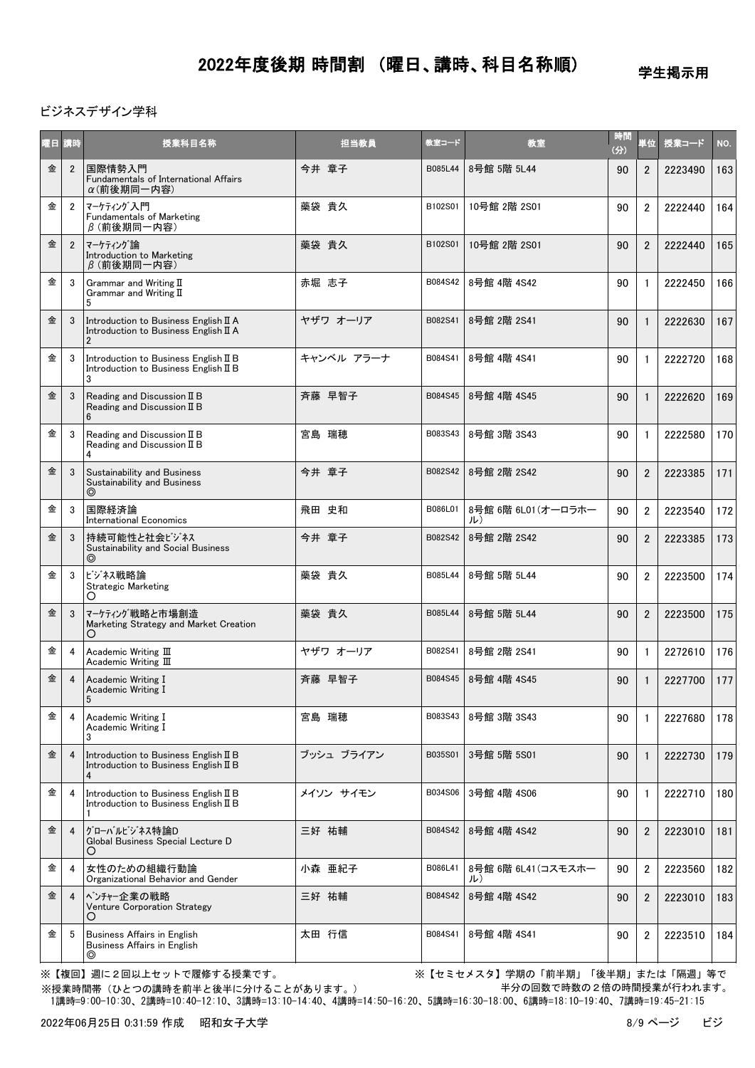# 2022年度後期 時間割 （曜日、講時、科目名称順）

学生掲示用

ビジネスデザイン学科

| 曜日 | 講時 | 授業科目名称 | 担当教員 | 教室コード | 教室 | 時間(分) | 単位 | 授業コード | NO. |
|---|---|---|---|---|---|---|---|---|---|
| 金 | 2 | 国際情勢入門<br>Fundamentals of International Affairs<br>α(前後期同一内容) | 今井 章子 | B085L44 | 8号館 5階 5L44 | 90 | 2 | 2223490 | 163 |
| 金 | 2 | ﾏｰｹﾃｨﾝｸﾞ入門<br>Fundamentals of Marketing<br>β(前後期同一内容) | 藥袋 貴久 | B102S01 | 10号館 2階 2S01 | 90 | 2 | 2222440 | 164 |
| 金 | 2 | ﾏｰｹﾃｨﾝｸﾞ論<br>Introduction to Marketing<br>β(前後期同一内容) | 藥袋 貴久 | B102S01 | 10号館 2階 2S01 | 90 | 2 | 2222440 | 165 |
| 金 | 3 | Grammar and Writing Ⅱ<br>Grammar and Writing Ⅱ<br>5 | 赤堀 志子 | B084S42 | 8号館 4階 4S42 | 90 | 1 | 2222450 | 166 |
| 金 | 3 | Introduction to Business English Ⅱ A<br>Introduction to Business English Ⅱ A<br>2 | ヤザワ オーリア | B082S41 | 8号館 2階 2S41 | 90 | 1 | 2222630 | 167 |
| 金 | 3 | Introduction to Business English Ⅱ B<br>Introduction to Business English Ⅱ B<br>3 | キャンベル アラーナ | B084S41 | 8号館 4階 4S41 | 90 | 1 | 2222720 | 168 |
| 金 | 3 | Reading and Discussion Ⅱ B<br>Reading and Discussion Ⅱ B<br>6 | 斉藤 早智子 | B084S45 | 8号館 4階 4S45 | 90 | 1 | 2222620 | 169 |
| 金 | 3 | Reading and Discussion Ⅱ B<br>Reading and Discussion Ⅱ B<br>4 | 宮島 瑞穂 | B083S43 | 8号館 3階 3S43 | 90 | 1 | 2222580 | 170 |
| 金 | 3 | Sustainability and Business<br>Sustainability and Business<br>◎ | 今井 章子 | B082S42 | 8号館 2階 2S42 | 90 | 2 | 2223385 | 171 |
| 金 | 3 | 国際経済論<br>International Economics | 飛田 史和 | B086L01 | 8号館 6階 6L01(オーロラホール) | 90 | 2 | 2223540 | 172 |
| 金 | 3 | 持続可能性と社会ﾋﾞｼﾞﾈｽ<br>Sustainability and Social Business<br>◎ | 今井 章子 | B082S42 | 8号館 2階 2S42 | 90 | 2 | 2223385 | 173 |
| 金 | 3 | ﾋﾞｼﾞﾈｽ戦略論<br>Strategic Marketing<br>○ | 藥袋 貴久 | B085L44 | 8号館 5階 5L44 | 90 | 2 | 2223500 | 174 |
| 金 | 3 | ﾏｰｹﾃｨﾝｸﾞ戦略と市場創造<br>Marketing Strategy and Market Creation<br>○ | 藥袋 貴久 | B085L44 | 8号館 5階 5L44 | 90 | 2 | 2223500 | 175 |
| 金 | 4 | Academic Writing Ⅲ<br>Academic Writing Ⅲ | ヤザワ オーリア | B082S41 | 8号館 2階 2S41 | 90 | 1 | 2272610 | 176 |
| 金 | 4 | Academic Writing Ⅰ<br>Academic Writing Ⅰ<br>5 | 斉藤 早智子 | B084S45 | 8号館 4階 4S45 | 90 | 1 | 2227700 | 177 |
| 金 | 4 | Academic Writing Ⅰ<br>Academic Writing Ⅰ<br>3 | 宮島 瑞穂 | B083S43 | 8号館 3階 3S43 | 90 | 1 | 2227680 | 178 |
| 金 | 4 | Introduction to Business English Ⅱ B<br>Introduction to Business English Ⅱ B<br>4 | ブッシュ ブライアン | B035S01 | 3号館 5階 5S01 | 90 | 1 | 2222730 | 179 |
| 金 | 4 | Introduction to Business English Ⅱ B<br>Introduction to Business English Ⅱ B<br>1 | メイソン サイモン | B034S06 | 3号館 4階 4S06 | 90 | 1 | 2222710 | 180 |
| 金 | 4 | ｸﾞﾛｰﾊﾞﾙﾋﾞｼﾞﾈｽ特論D<br>Global Business Special Lecture D<br>○ | 三好 祐輔 | B084S42 | 8号館 4階 4S42 | 90 | 2 | 2223010 | 181 |
| 金 | 4 | 女性のための組織行動論<br>Organizational Behavior and Gender | 小森 亜紀子 | B086L41 | 8号館 6階 6L41(コスモスホール) | 90 | 2 | 2223560 | 182 |
| 金 | 4 | ﾍﾞﾝﾁｬｰ企業の戦略<br>Venture Corporation Strategy<br>○ | 三好 祐輔 | B084S42 | 8号館 4階 4S42 | 90 | 2 | 2223010 | 183 |
| 金 | 5 | Business Affairs in English<br>Business Affairs in English<br>◎ | 太田 行信 | B084S41 | 8号館 4階 4S41 | 90 | 2 | 2223510 | 184 |

※【複回】週に２回以上セットで履修する授業です。　　※【セミセメスタ】学期の「前半期」「後半期」または「隔週」等で半分の回数で時数の２倍の時間授業が行われます。

※授業時間帯（ひとつの講時を前半と後半に分けることがあります。）

1講時=9:00-10:30、2講時=10:40-12:10、3講時=13:10-14:40、4講時=14:50-16:20、5講時=16:30-18:00、6講時=18:10-19:40、7講時=19:45-21:15

2022年06月25日 0:31:59 作成　昭和女子大学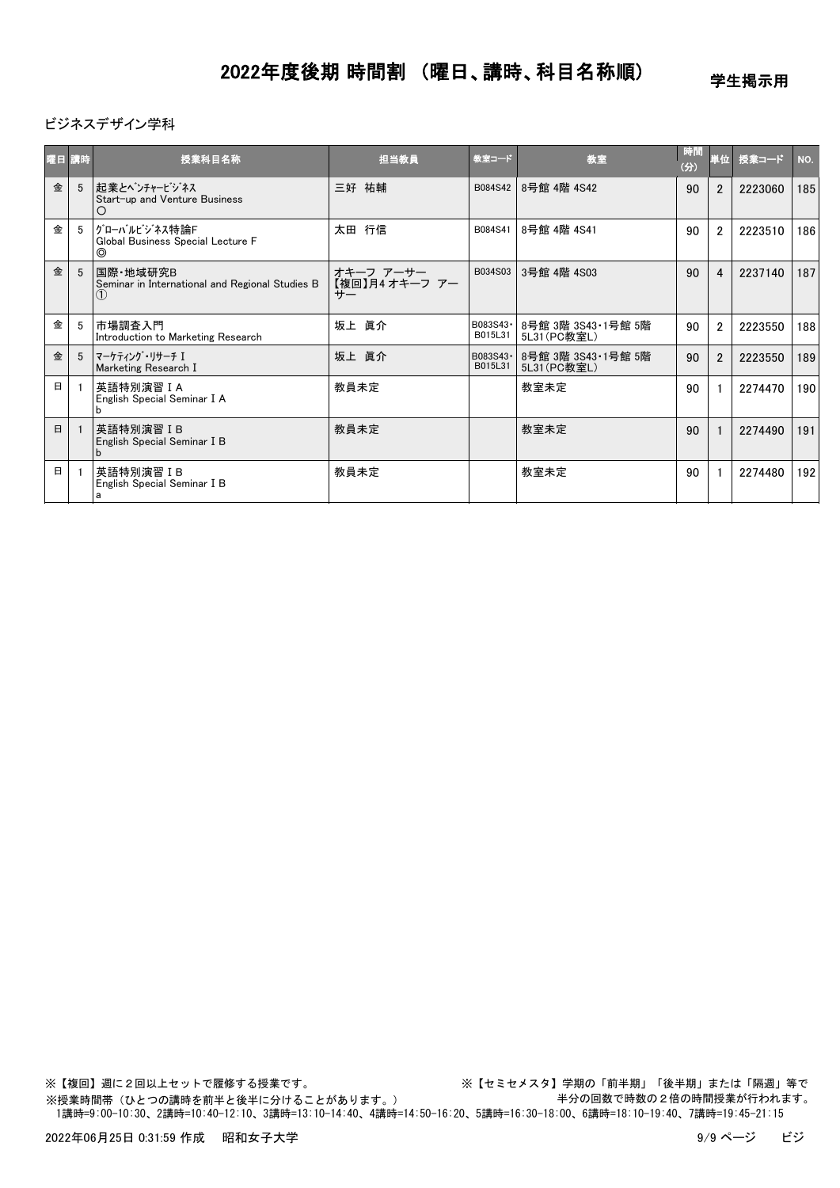# 2022年度後期 時間割 （曜日、講時、科目名称順）

学生掲示用

ビジネスデザイン学科

| 曜日 | 講時 | 授業科目名称 | 担当教員 | 教室コード | 教室 | 時間(分) | 単位 | 授業コード | NO. |
|---|---|---|---|---|---|---|---|---|---|
| 金 | 5 | 起業とﾍﾞﾝﾁｬｰﾋﾞｼﾞﾈｽ<br>Start-up and Venture Business<br>○ | 三好 祐輔 | B084S42 | 8号館 4階 4S42 | 90 | 2 | 2223060 | 185 |
| 金 | 5 | ｸﾞﾛｰﾊﾞﾙﾋﾞｼﾞﾈｽ特論F<br>Global Business Special Lecture F<br>◎ | 太田 行信 | B084S41 | 8号館 4階 4S41 | 90 | 2 | 2223510 | 186 |
| 金 | 5 | 国際・地域研究B<br>Seminar in International and Regional Studies B<br>① | オキーフ アーサー<br>【複回】月4 オキーフ アーサー | B034S03 | 3号館 4階 4S03 | 90 | 4 | 2237140 | 187 |
| 金 | 5 | 市場調査入門<br>Introduction to Marketing Research | 坂上 眞介 | B083S43・B015L31 | 8号館 3階 3S43・1号館 5階 5L31(PC教室L) | 90 | 2 | 2223550 | 188 |
| 金 | 5 | ﾏｰｹﾃｨﾝｸﾞ・ﾘｻｰﾁ I<br>Marketing Research I | 坂上 眞介 | B083S43・B015L31 | 8号館 3階 3S43・1号館 5階 5L31(PC教室L) | 90 | 2 | 2223550 | 189 |
| 日 | 1 | 英語特別演習 I A<br>English Special Seminar I A<br>b | 教員未定 | | 教室未定 | 90 | 1 | 2274470 | 190 |
| 日 | 1 | 英語特別演習 I B<br>English Special Seminar I B<br>b | 教員未定 | | 教室未定 | 90 | 1 | 2274490 | 191 |
| 日 | 1 | 英語特別演習 I B<br>English Special Seminar I B<br>a | 教員未定 | | 教室未定 | 90 | 1 | 2274480 | 192 |

※【複回】週に２回以上セットで履修する授業です。

※【セミセメスタ】学期の「前半期」「後半期」または「隔週」等で半分の回数で時数の２倍の時間授業が行われます。

※授業時間帯（ひとつの講時を前半と後半に分けることがあります。）

1講時=9:00-10:30、2講時=10:40-12:10、3講時=13:10-14:40、4講時=14:50-16:20、5講時=16:30-18:00、6講時=18:10-19:40、7講時=19:45-21:15

2022年06月25日 0:31:59 作成　昭和女子大学